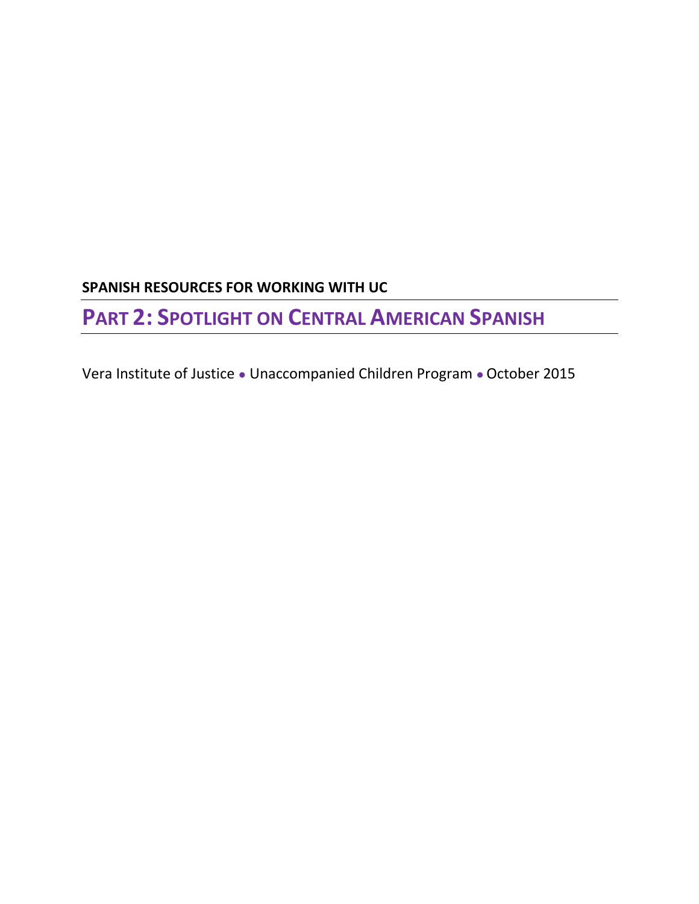**SPANISH RESOURCES FOR WORKING WITH UC**

# PART 2: SPOTLIGHT ON CENTRAL AMERICAN SPANISH

Vera Institute of Justice • Unaccompanied Children Program • October 2015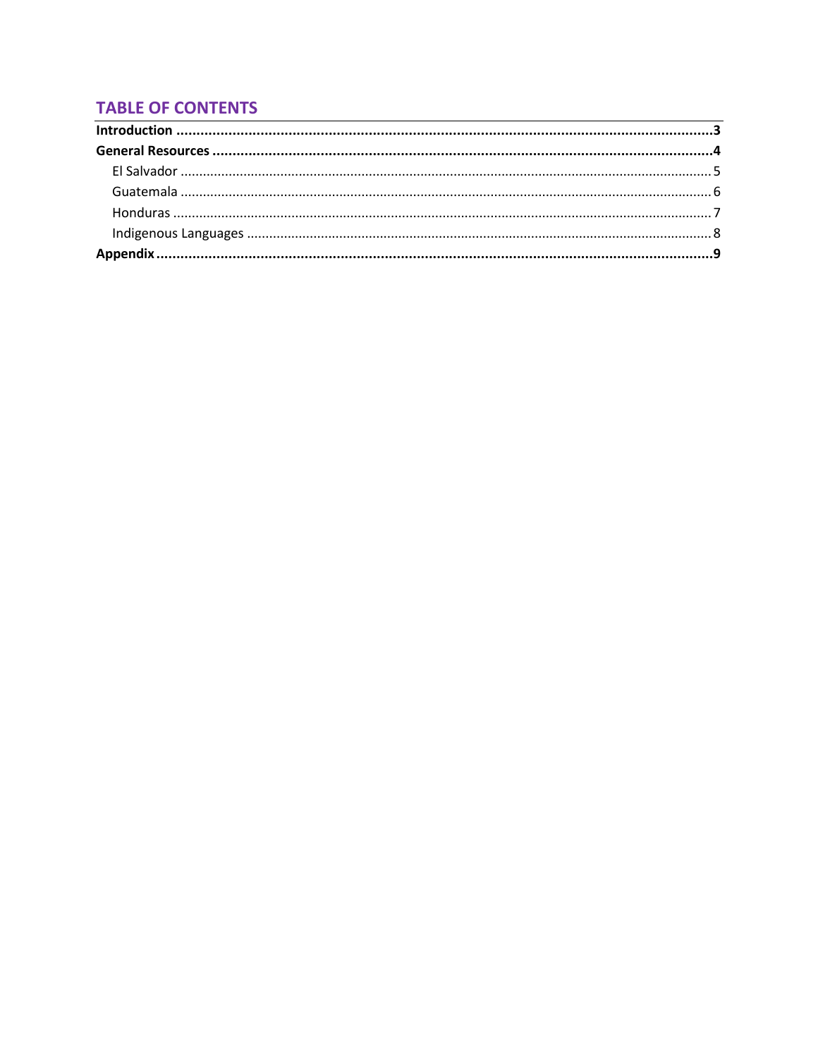## TABLE OF CONTENTS

**Introduction** .......... **3**

**General Resources** .......... **4**

- El Salvador .......... 5
- Guatemala .......... 6
- Honduras .......... 7
- Indigenous Languages .......... 8

**Appendix** .......... **9**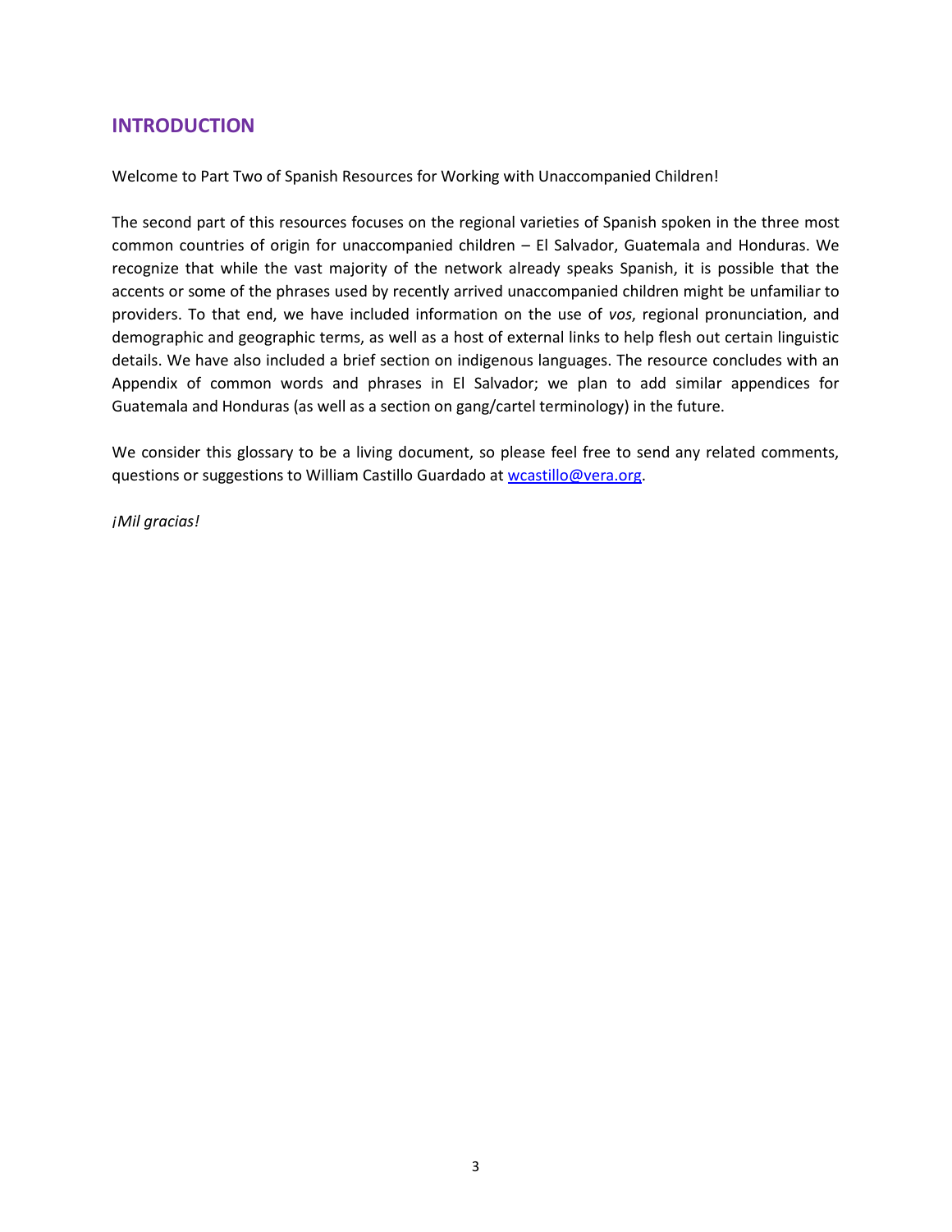## INTRODUCTION

Welcome to Part Two of Spanish Resources for Working with Unaccompanied Children!

The second part of this resources focuses on the regional varieties of Spanish spoken in the three most common countries of origin for unaccompanied children – El Salvador, Guatemala and Honduras. We recognize that while the vast majority of the network already speaks Spanish, it is possible that the accents or some of the phrases used by recently arrived unaccompanied children might be unfamiliar to providers. To that end, we have included information on the use of *vos*, regional pronunciation, and demographic and geographic terms, as well as a host of external links to help flesh out certain linguistic details. We have also included a brief section on indigenous languages. The resource concludes with an Appendix of common words and phrases in El Salvador; we plan to add similar appendices for Guatemala and Honduras (as well as a section on gang/cartel terminology) in the future.

We consider this glossary to be a living document, so please feel free to send any related comments, questions or suggestions to William Castillo Guardado at [wcastillo@vera.org](mailto:wcastillo@vera.org).

*¡Mil gracias!*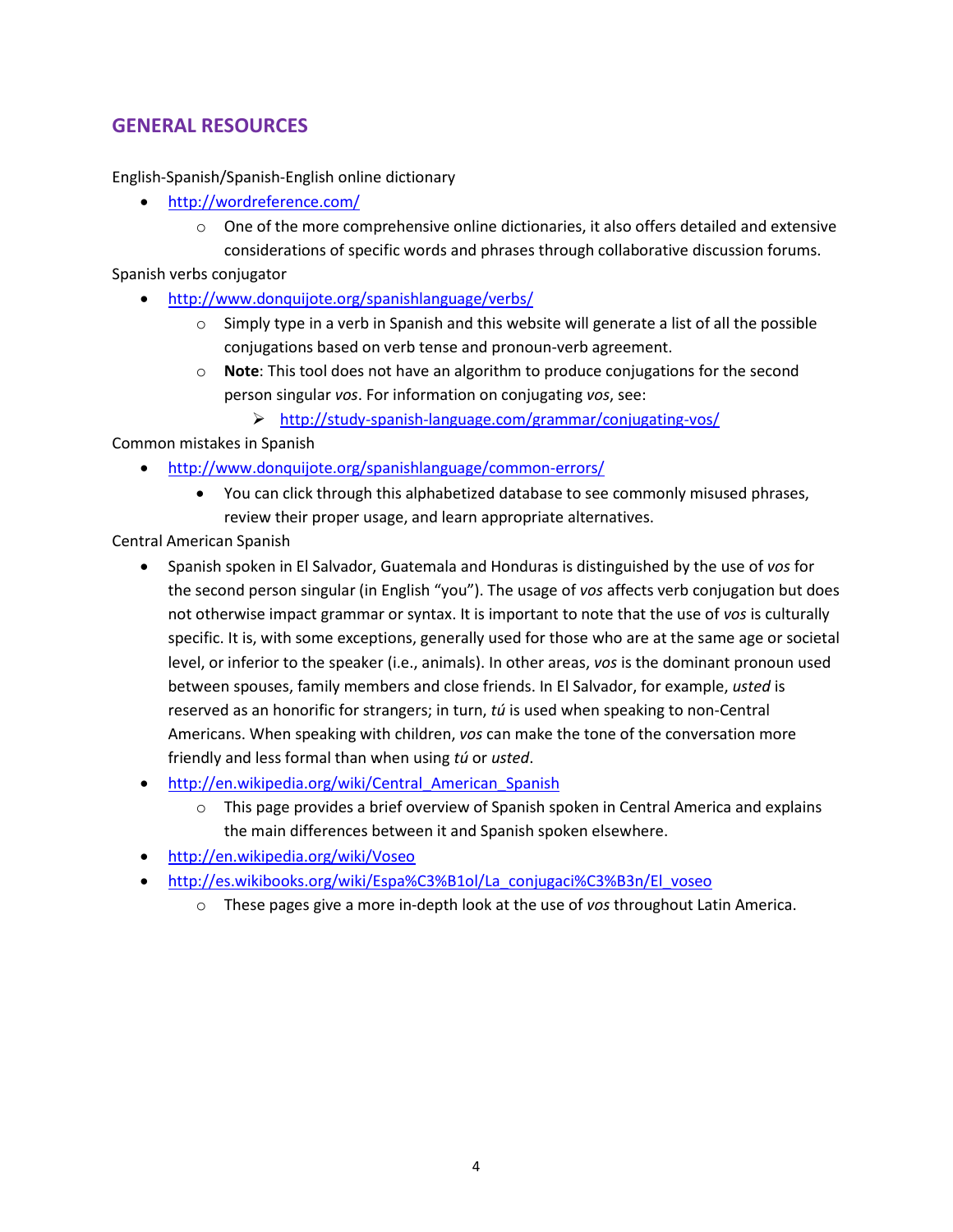## GENERAL RESOURCES

English-Spanish/Spanish-English online dictionary

- http://wordreference.com/
  - One of the more comprehensive online dictionaries, it also offers detailed and extensive considerations of specific words and phrases through collaborative discussion forums.

Spanish verbs conjugator

- http://www.donquijote.org/spanishlanguage/verbs/
  - Simply type in a verb in Spanish and this website will generate a list of all the possible conjugations based on verb tense and pronoun-verb agreement.
  - **Note**: This tool does not have an algorithm to produce conjugations for the second person singular *vos*. For information on conjugating *vos*, see:
    - http://study-spanish-language.com/grammar/conjugating-vos/

Common mistakes in Spanish

- http://www.donquijote.org/spanishlanguage/common-errors/
  - You can click through this alphabetized database to see commonly misused phrases, review their proper usage, and learn appropriate alternatives.

Central American Spanish

- Spanish spoken in El Salvador, Guatemala and Honduras is distinguished by the use of *vos* for the second person singular (in English "you"). The usage of *vos* affects verb conjugation but does not otherwise impact grammar or syntax. It is important to note that the use of *vos* is culturally specific. It is, with some exceptions, generally used for those who are at the same age or societal level, or inferior to the speaker (i.e., animals). In other areas, *vos* is the dominant pronoun used between spouses, family members and close friends. In El Salvador, for example, *usted* is reserved as an honorific for strangers; in turn, *tú* is used when speaking to non-Central Americans. When speaking with children, *vos* can make the tone of the conversation more friendly and less formal than when using *tú* or *usted*.
- http://en.wikipedia.org/wiki/Central_American_Spanish
  - This page provides a brief overview of Spanish spoken in Central America and explains the main differences between it and Spanish spoken elsewhere.
- http://en.wikipedia.org/wiki/Voseo
- http://es.wikibooks.org/wiki/Espa%C3%B1ol/La_conjugaci%C3%B3n/El_voseo
  - These pages give a more in-depth look at the use of *vos* throughout Latin America.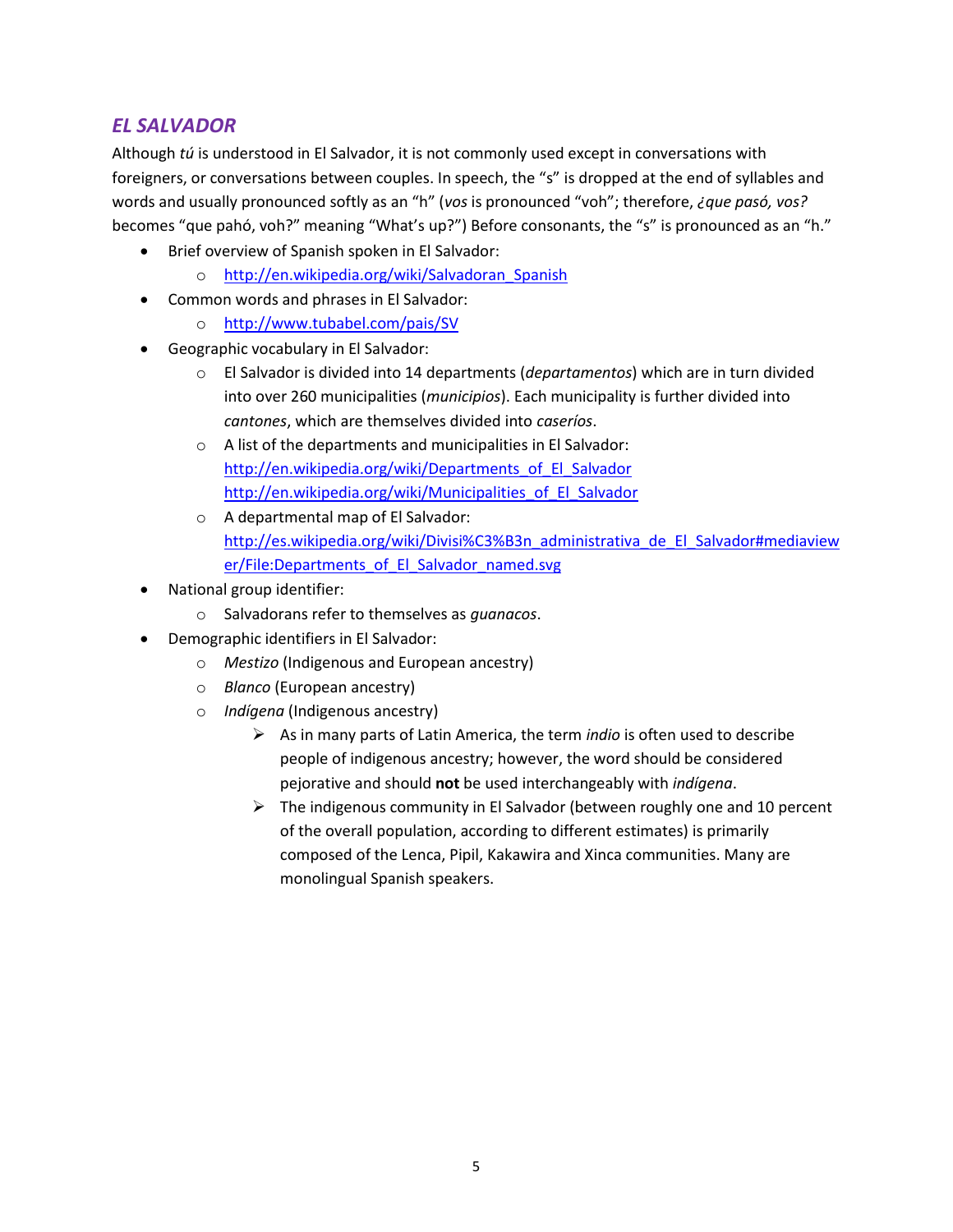## *EL SALVADOR*

Although *tú* is understood in El Salvador, it is not commonly used except in conversations with foreigners, or conversations between couples. In speech, the "s" is dropped at the end of syllables and words and usually pronounced softly as an "h" (*vos* is pronounced "voh"; therefore, *¿que pasó, vos?* becomes "que pahó, voh?" meaning "What's up?") Before consonants, the "s" is pronounced as an "h."

- Brief overview of Spanish spoken in El Salvador:
    - http://en.wikipedia.org/wiki/Salvadoran_Spanish
- Common words and phrases in El Salvador:
    - http://www.tubabel.com/pais/SV
- Geographic vocabulary in El Salvador:
    - El Salvador is divided into 14 departments (*departamentos*) which are in turn divided into over 260 municipalities (*municipios*). Each municipality is further divided into *cantones*, which are themselves divided into *caseríos*.
    - A list of the departments and municipalities in El Salvador: http://en.wikipedia.org/wiki/Departments_of_El_Salvador http://en.wikipedia.org/wiki/Municipalities_of_El_Salvador
    - A departmental map of El Salvador: http://es.wikipedia.org/wiki/Divisi%C3%B3n_administrativa_de_El_Salvador#mediaviewer/File:Departments_of_El_Salvador_named.svg
- National group identifier:
    - Salvadorans refer to themselves as *guanacos*.
- Demographic identifiers in El Salvador:
    - *Mestizo* (Indigenous and European ancestry)
    - *Blanco* (European ancestry)
    - *Indígena* (Indigenous ancestry)
        - As in many parts of Latin America, the term *indio* is often used to describe people of indigenous ancestry; however, the word should be considered pejorative and should **not** be used interchangeably with *indígena*.
        - The indigenous community in El Salvador (between roughly one and 10 percent of the overall population, according to different estimates) is primarily composed of the Lenca, Pipil, Kakawira and Xinca communities. Many are monolingual Spanish speakers.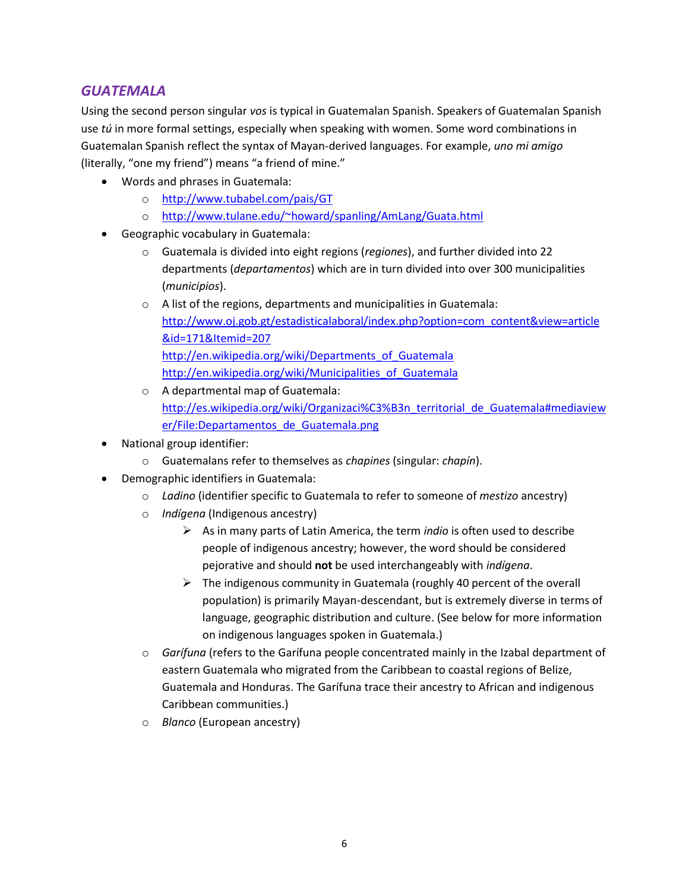## *GUATEMALA*

Using the second person singular *vos* is typical in Guatemalan Spanish. Speakers of Guatemalan Spanish use *tú* in more formal settings, especially when speaking with women. Some word combinations in Guatemalan Spanish reflect the syntax of Mayan-derived languages. For example, *uno mi amigo* (literally, "one my friend") means "a friend of mine."

- Words and phrases in Guatemala:
  - http://www.tubabel.com/pais/GT
  - http://www.tulane.edu/~howard/spanling/AmLang/Guata.html
- Geographic vocabulary in Guatemala:
  - Guatemala is divided into eight regions (*regiones*), and further divided into 22 departments (*departamentos*) which are in turn divided into over 300 municipalities (*municipios*).
  - A list of the regions, departments and municipalities in Guatemala: http://www.oj.gob.gt/estadisticalaboral/index.php?option=com_content&view=article&id=171&Itemid=207 http://en.wikipedia.org/wiki/Departments_of_Guatemala http://en.wikipedia.org/wiki/Municipalities_of_Guatemala
  - A departmental map of Guatemala: http://es.wikipedia.org/wiki/Organizaci%C3%B3n_territorial_de_Guatemala#mediaviewer/File:Departamentos_de_Guatemala.png
- National group identifier:
  - Guatemalans refer to themselves as *chapines* (singular: *chapín*).
- Demographic identifiers in Guatemala:
  - *Ladino* (identifier specific to Guatemala to refer to someone of *mestizo* ancestry)
  - *Indígena* (Indigenous ancestry)
    - As in many parts of Latin America, the term *indio* is often used to describe people of indigenous ancestry; however, the word should be considered pejorative and should **not** be used interchangeably with *indígena*.
    - The indigenous community in Guatemala (roughly 40 percent of the overall population) is primarily Mayan-descendant, but is extremely diverse in terms of language, geographic distribution and culture. (See below for more information on indigenous languages spoken in Guatemala.)
  - *Garífuna* (refers to the Garífuna people concentrated mainly in the Izabal department of eastern Guatemala who migrated from the Caribbean to coastal regions of Belize, Guatemala and Honduras. The Garífuna trace their ancestry to African and indigenous Caribbean communities.)
  - *Blanco* (European ancestry)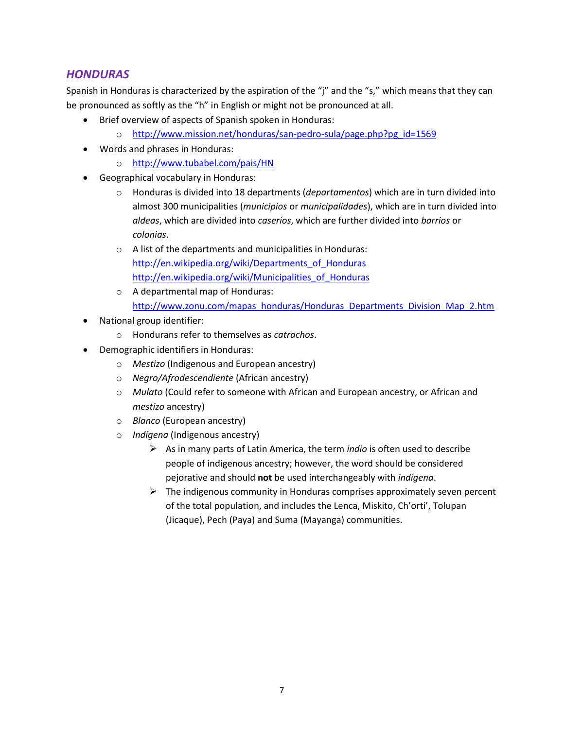## *HONDURAS*

Spanish in Honduras is characterized by the aspiration of the "j" and the "s," which means that they can be pronounced as softly as the "h" in English or might not be pronounced at all.

- Brief overview of aspects of Spanish spoken in Honduras:
  - http://www.mission.net/honduras/san-pedro-sula/page.php?pg_id=1569
- Words and phrases in Honduras:
  - http://www.tubabel.com/pais/HN
- Geographical vocabulary in Honduras:
  - Honduras is divided into 18 departments (*departamentos*) which are in turn divided into almost 300 municipalities (*municipios* or *municipalidades*), which are in turn divided into *aldeas*, which are divided into *caseríos*, which are further divided into *barrios* or *colonias*.
  - A list of the departments and municipalities in Honduras: http://en.wikipedia.org/wiki/Departments_of_Honduras http://en.wikipedia.org/wiki/Municipalities_of_Honduras
  - A departmental map of Honduras: http://www.zonu.com/mapas_honduras/Honduras_Departments_Division_Map_2.htm
- National group identifier:
  - Hondurans refer to themselves as *catrachos*.
- Demographic identifiers in Honduras:
  - *Mestizo* (Indigenous and European ancestry)
  - *Negro/Afrodescendiente* (African ancestry)
  - *Mulato* (Could refer to someone with African and European ancestry, or African and *mestizo* ancestry)
  - *Blanco* (European ancestry)
  - *Indígena* (Indigenous ancestry)
    - As in many parts of Latin America, the term *indio* is often used to describe people of indigenous ancestry; however, the word should be considered pejorative and should **not** be used interchangeably with *indígena*.
    - The indigenous community in Honduras comprises approximately seven percent of the total population, and includes the Lenca, Miskito, Ch'orti', Tolupan (Jicaque), Pech (Paya) and Suma (Mayanga) communities.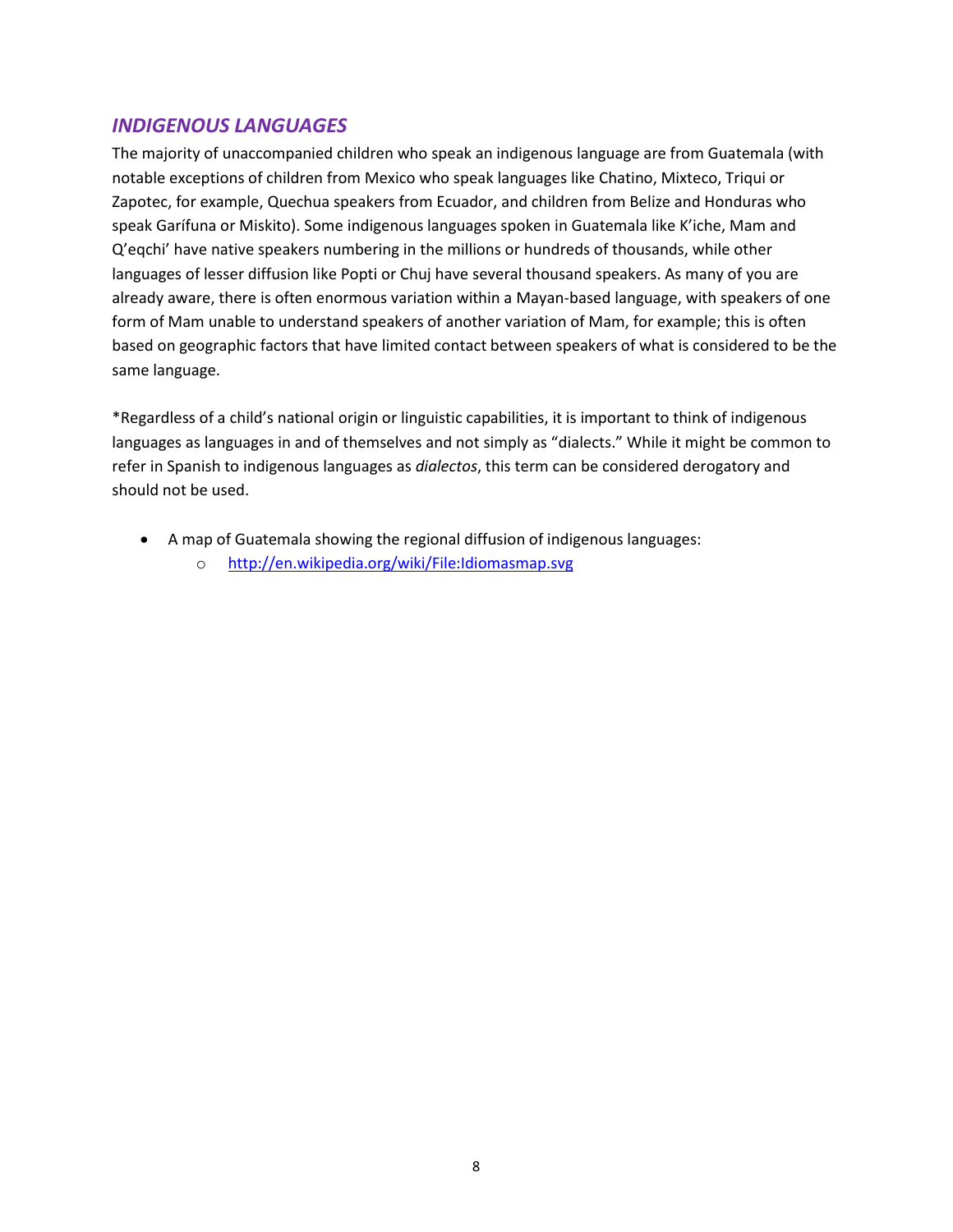## *INDIGENOUS LANGUAGES*

The majority of unaccompanied children who speak an indigenous language are from Guatemala (with notable exceptions of children from Mexico who speak languages like Chatino, Mixteco, Triqui or Zapotec, for example, Quechua speakers from Ecuador, and children from Belize and Honduras who speak Garífuna or Miskito). Some indigenous languages spoken in Guatemala like K'iche, Mam and Q'eqchi' have native speakers numbering in the millions or hundreds of thousands, while other languages of lesser diffusion like Popti or Chuj have several thousand speakers. As many of you are already aware, there is often enormous variation within a Mayan-based language, with speakers of one form of Mam unable to understand speakers of another variation of Mam, for example; this is often based on geographic factors that have limited contact between speakers of what is considered to be the same language.

*Regardless of a child's national origin or linguistic capabilities, it is important to think of indigenous languages as languages in and of themselves and not simply as "dialects." While it might be common to refer in Spanish to indigenous languages as *dialectos*, this term can be considered derogatory and should not be used.

- A map of Guatemala showing the regional diffusion of indigenous languages:
  - http://en.wikipedia.org/wiki/File:Idiomasmap.svg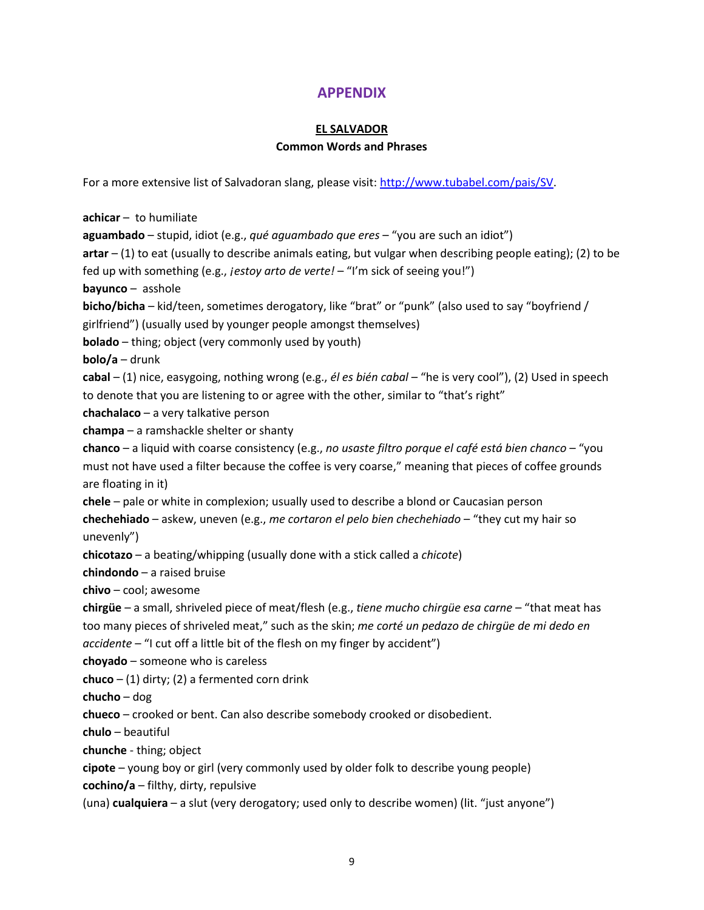# APPENDIX

## EL SALVADOR

### Common Words and Phrases

For a more extensive list of Salvadoran slang, please visit: [http://www.tubabel.com/pais/SV](http://www.tubabel.com/pais/SV).

**achicar** – to humiliate
**aguambado** – stupid, idiot (e.g., *qué aguambado que eres* – "you are such an idiot")
**artar** – (1) to eat (usually to describe animals eating, but vulgar when describing people eating); (2) to be fed up with something (e.g., *¡estoy arto de verte!* – "I'm sick of seeing you!")
**bayunco** – asshole
**bicho/bicha** – kid/teen, sometimes derogatory, like "brat" or "punk" (also used to say "boyfriend / girlfriend") (usually used by younger people amongst themselves)
**bolado** – thing; object (very commonly used by youth)
**bolo/a** – drunk
**cabal** – (1) nice, easygoing, nothing wrong (e.g., *él es bién cabal* – "he is very cool"), (2) Used in speech to denote that you are listening to or agree with the other, similar to "that's right"
**chachalaco** – a very talkative person
**champa** – a ramshackle shelter or shanty
**chanco** – a liquid with coarse consistency (e.g., *no usaste filtro porque el café está bien chanco* – "you must not have used a filter because the coffee is very coarse," meaning that pieces of coffee grounds are floating in it)
**chele** – pale or white in complexion; usually used to describe a blond or Caucasian person
**chechehiado** – askew, uneven (e.g., *me cortaron el pelo bien chechehiado* – "they cut my hair so unevenly")
**chicotazo** – a beating/whipping (usually done with a stick called a *chicote*)
**chindondo** – a raised bruise
**chivo** – cool; awesome
**chirgüe** – a small, shriveled piece of meat/flesh (e.g., *tiene mucho chirgüe esa carne* – "that meat has too many pieces of shriveled meat," such as the skin; *me corté un pedazo de chirgüe de mi dedo en accidente* – "I cut off a little bit of the flesh on my finger by accident")
**choyado** – someone who is careless
**chuco** – (1) dirty; (2) a fermented corn drink
**chucho** – dog
**chueco** – crooked or bent. Can also describe somebody crooked or disobedient.
**chulo** – beautiful
**chunche** - thing; object
**cipote** – young boy or girl (very commonly used by older folk to describe young people)
**cochino/a** – filthy, dirty, repulsive
(una) **cualquiera** – a slut (very derogatory; used only to describe women) (lit. "just anyone")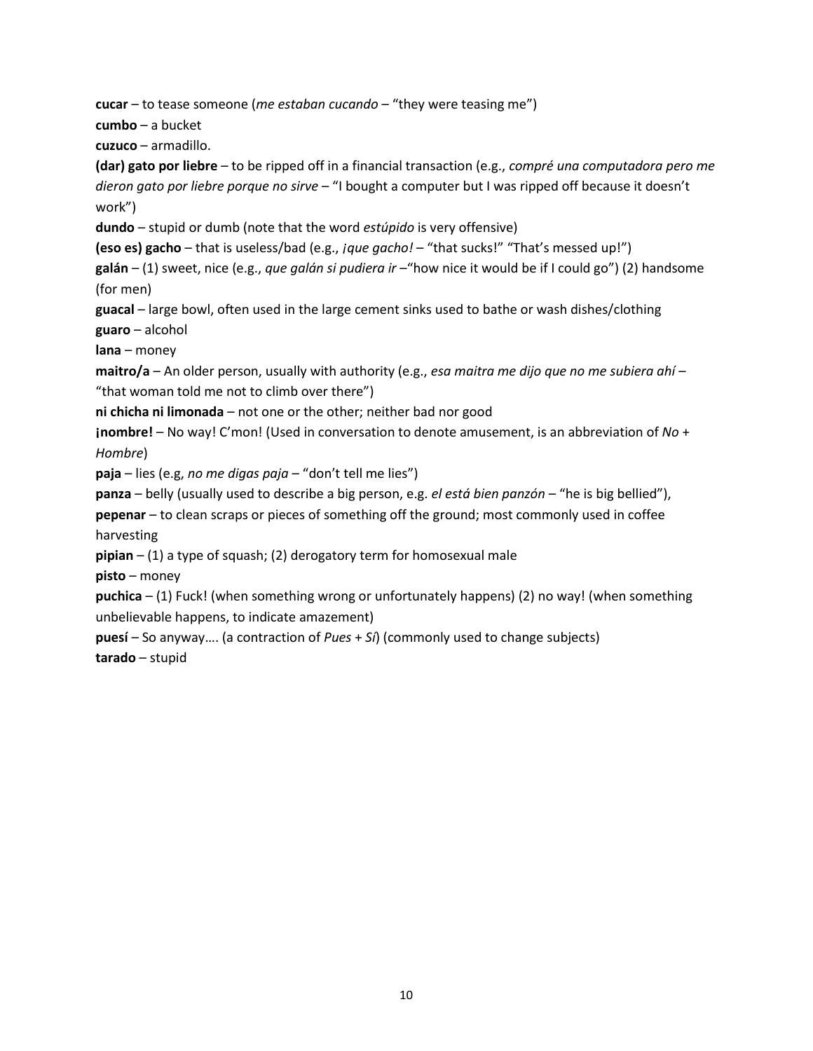**cucar** – to tease someone (*me estaban cucando* – "they were teasing me")

**cumbo** – a bucket

**cuzuco** – armadillo.

**(dar) gato por liebre** – to be ripped off in a financial transaction (e.g., *compré una computadora pero me dieron gato por liebre porque no sirve* – "I bought a computer but I was ripped off because it doesn't work")

**dundo** – stupid or dumb (note that the word *estúpido* is very offensive)

**(eso es) gacho** – that is useless/bad (e.g., *¡que gacho!* – "that sucks!" "That's messed up!")

**galán** – (1) sweet, nice (e.g., *que galán si pudiera ir* –"how nice it would be if I could go") (2) handsome (for men)

**guacal** – large bowl, often used in the large cement sinks used to bathe or wash dishes/clothing

**guaro** – alcohol

**lana** – money

**maitro/a** – An older person, usually with authority (e.g., *esa maitra me dijo que no me subiera ahí* – "that woman told me not to climb over there")

**ni chicha ni limonada** – not one or the other; neither bad nor good

**¡nombre!** – No way! C'mon! (Used in conversation to denote amusement, is an abbreviation of *No* + *Hombre*)

**paja** – lies (e.g, *no me digas paja* – "don't tell me lies")

**panza** – belly (usually used to describe a big person, e.g. *el está bien panzón* – "he is big bellied"),

**pepenar** – to clean scraps or pieces of something off the ground; most commonly used in coffee harvesting

**pipian** – (1) a type of squash; (2) derogatory term for homosexual male

**pisto** – money

**puchica** – (1) Fuck! (when something wrong or unfortunately happens) (2) no way! (when something unbelievable happens, to indicate amazement)

**puesí** – So anyway…. (a contraction of *Pues* + *Sí*) (commonly used to change subjects)

**tarado** – stupid